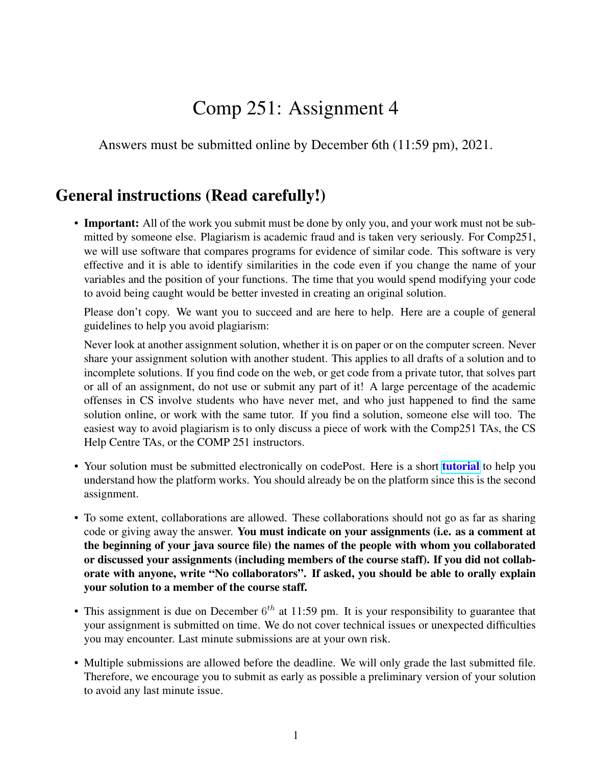# Comp 251: Assignment 4

Answers must be submitted online by December 6th (11:59 pm), 2021.

## General instructions (Read carefully!)

- **Important:** All of the work you submit must be done by only you, and your work must not be submitted by someone else. Plagiarism is academic fraud and is taken very seriously. For Comp251, we will use software that compares programs for evidence of similar code. This software is very effective and it is able to identify similarities in the code even if you change the name of your variables and the position of your functions. The time that you would spend modifying your code to avoid being caught would be better invested in creating an original solution.

  Please don't copy. We want you to succeed and are here to help. Here are a couple of general guidelines to help you avoid plagiarism:

  Never look at another assignment solution, whether it is on paper or on the computer screen. Never share your assignment solution with another student. This applies to all drafts of a solution and to incomplete solutions. If you find code on the web, or get code from a private tutor, that solves part or all of an assignment, do not use or submit any part of it! A large percentage of the academic offenses in CS involve students who have never met, and who just happened to find the same solution online, or work with the same tutor. If you find a solution, someone else will too. The easiest way to avoid plagiarism is to only discuss a piece of work with the Comp251 TAs, the CS Help Centre TAs, or the COMP 251 instructors.

- Your solution must be submitted electronically on codePost. Here is a short **tutorial** to help you understand how the platform works. You should already be on the platform since this is the second assignment.

- To some extent, collaborations are allowed. These collaborations should not go as far as sharing code or giving away the answer. **You must indicate on your assignments (i.e. as a comment at the beginning of your java source file) the names of the people with whom you collaborated or discussed your assignments (including members of the course staff). If you did not collaborate with anyone, write "No collaborators". If asked, you should be able to orally explain your solution to a member of the course staff.**

- This assignment is due on December $6^{th}$ at 11:59 pm. It is your responsibility to guarantee that your assignment is submitted on time. We do not cover technical issues or unexpected difficulties you may encounter. Last minute submissions are at your own risk.

- Multiple submissions are allowed before the deadline. We will only grade the last submitted file. Therefore, we encourage you to submit as early as possible a preliminary version of your solution to avoid any last minute issue.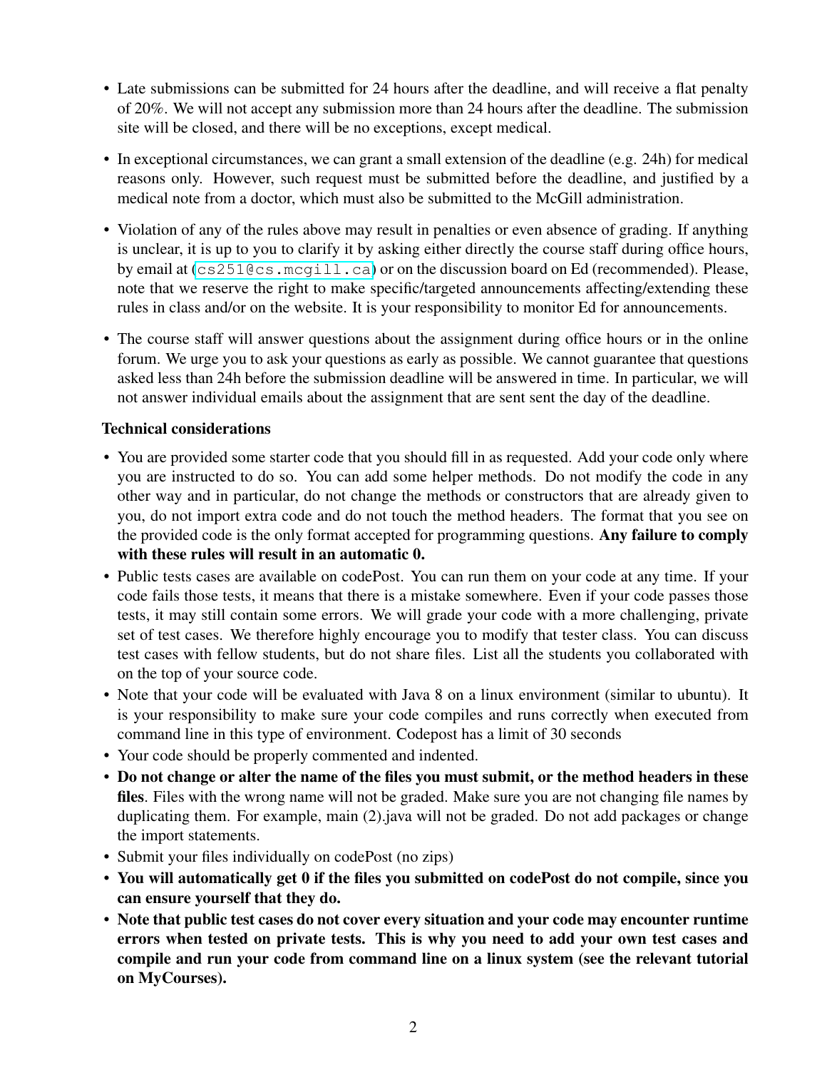- Late submissions can be submitted for 24 hours after the deadline, and will receive a flat penalty of 20%. We will not accept any submission more than 24 hours after the deadline. The submission site will be closed, and there will be no exceptions, except medical.
- In exceptional circumstances, we can grant a small extension of the deadline (e.g. 24h) for medical reasons only. However, such request must be submitted before the deadline, and justified by a medical note from a doctor, which must also be submitted to the McGill administration.
- Violation of any of the rules above may result in penalties or even absence of grading. If anything is unclear, it is up to you to clarify it by asking either directly the course staff during office hours, by email at (cs251@cs.mcgill.ca) or on the discussion board on Ed (recommended). Please, note that we reserve the right to make specific/targeted announcements affecting/extending these rules in class and/or on the website. It is your responsibility to monitor Ed for announcements.
- The course staff will answer questions about the assignment during office hours or in the online forum. We urge you to ask your questions as early as possible. We cannot guarantee that questions asked less than 24h before the submission deadline will be answered in time. In particular, we will not answer individual emails about the assignment that are sent sent the day of the deadline.

**Technical considerations**

- You are provided some starter code that you should fill in as requested. Add your code only where you are instructed to do so. You can add some helper methods. Do not modify the code in any other way and in particular, do not change the methods or constructors that are already given to you, do not import extra code and do not touch the method headers. The format that you see on the provided code is the only format accepted for programming questions. **Any failure to comply with these rules will result in an automatic 0.**
- Public tests cases are available on codePost. You can run them on your code at any time. If your code fails those tests, it means that there is a mistake somewhere. Even if your code passes those tests, it may still contain some errors. We will grade your code with a more challenging, private set of test cases. We therefore highly encourage you to modify that tester class. You can discuss test cases with fellow students, but do not share files. List all the students you collaborated with on the top of your source code.
- Note that your code will be evaluated with Java 8 on a linux environment (similar to ubuntu). It is your responsibility to make sure your code compiles and runs correctly when executed from command line in this type of environment. Codepost has a limit of 30 seconds
- Your code should be properly commented and indented.
- **Do not change or alter the name of the files you must submit, or the method headers in these files**. Files with the wrong name will not be graded. Make sure you are not changing file names by duplicating them. For example, main (2).java will not be graded. Do not add packages or change the import statements.
- Submit your files individually on codePost (no zips)
- **You will automatically get 0 if the files you submitted on codePost do not compile, since you can ensure yourself that they do.**
- **Note that public test cases do not cover every situation and your code may encounter runtime errors when tested on private tests. This is why you need to add your own test cases and compile and run your code from command line on a linux system (see the relevant tutorial on MyCourses).**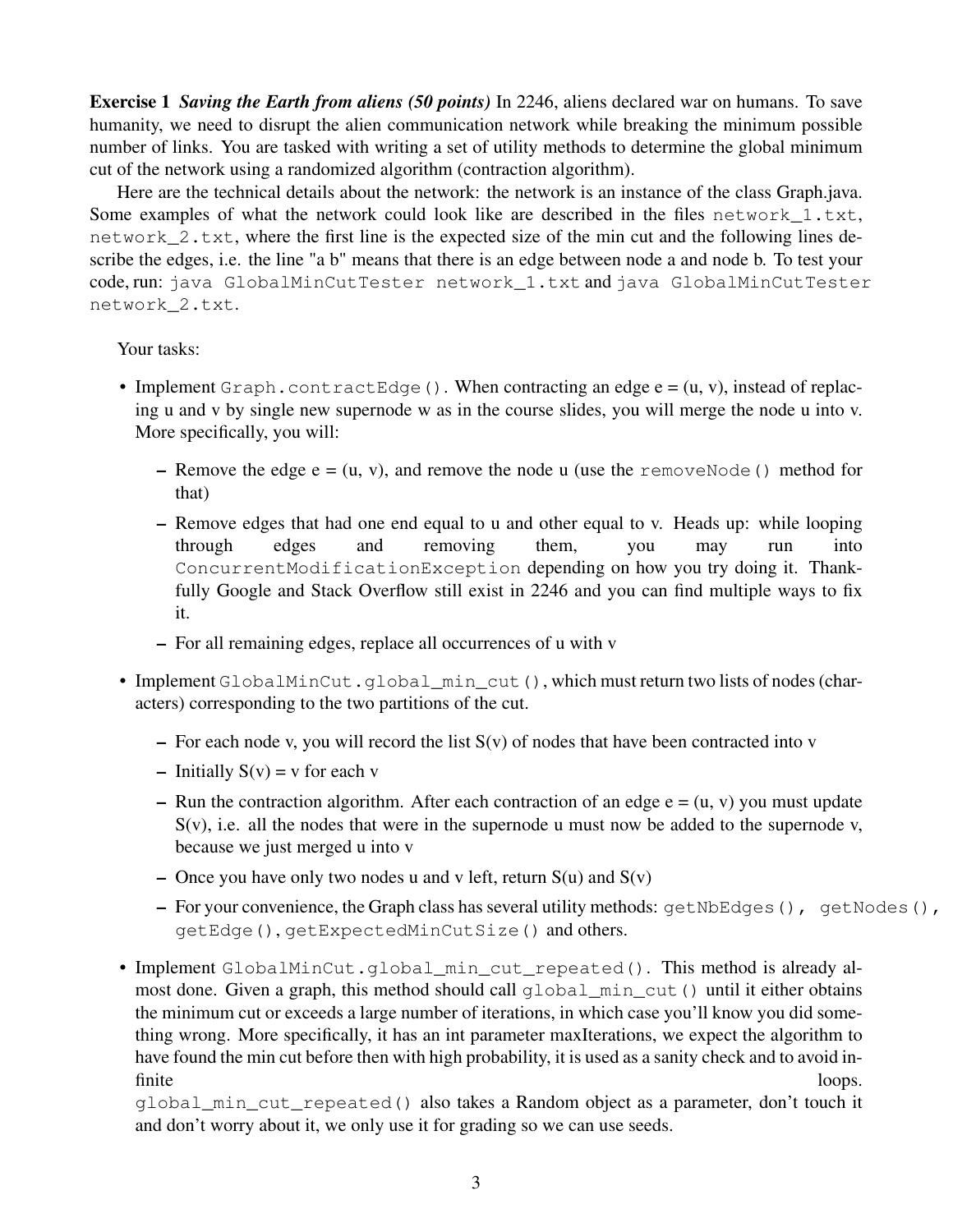**Exercise 1** ***Saving the Earth from aliens (50 points)*** In 2246, aliens declared war on humans. To save humanity, we need to disrupt the alien communication network while breaking the minimum possible number of links. You are tasked with writing a set of utility methods to determine the global minimum cut of the network using a randomized algorithm (contraction algorithm).

Here are the technical details about the network: the network is an instance of the class Graph.java. Some examples of what the network could look like are described in the files `network_1.txt`, `network_2.txt`, where the first line is the expected size of the min cut and the following lines describe the edges, i.e. the line "a b" means that there is an edge between node a and node b. To test your code, run: `java GlobalMinCutTester network_1.txt` and `java GlobalMinCutTester network_2.txt`.

Your tasks:

- Implement `Graph.contractEdge()`. When contracting an edge e = (u, v), instead of replacing u and v by single new supernode w as in the course slides, you will merge the node u into v. More specifically, you will:
  - Remove the edge e = (u, v), and remove the node u (use the `removeNode()` method for that)
  - Remove edges that had one end equal to u and other equal to v. Heads up: while looping through edges and removing them, you may run into `ConcurrentModificationException` depending on how you try doing it. Thankfully Google and Stack Overflow still exist in 2246 and you can find multiple ways to fix it.
  - For all remaining edges, replace all occurrences of u with v
- Implement `GlobalMinCut.global_min_cut()`, which must return two lists of nodes (characters) corresponding to the two partitions of the cut.
  - For each node v, you will record the list S(v) of nodes that have been contracted into v
  - Initially S(v) = v for each v
  - Run the contraction algorithm. After each contraction of an edge e = (u, v) you must update S(v), i.e. all the nodes that were in the supernode u must now be added to the supernode v, because we just merged u into v
  - Once you have only two nodes u and v left, return S(u) and S(v)
  - For your convenience, the Graph class has several utility methods: `getNbEdges()`, `getNodes()`, `getEdge()`, `getExpectedMinCutSize()` and others.
- Implement `GlobalMinCut.global_min_cut_repeated()`. This method is already almost done. Given a graph, this method should call `global_min_cut()` until it either obtains the minimum cut or exceeds a large number of iterations, in which case you'll know you did something wrong. More specifically, it has an int parameter maxIterations, we expect the algorithm to have found the min cut before then with high probability, it is used as a sanity check and to avoid infinite loops.
  `global_min_cut_repeated()` also takes a Random object as a parameter, don't touch it and don't worry about it, we only use it for grading so we can use seeds.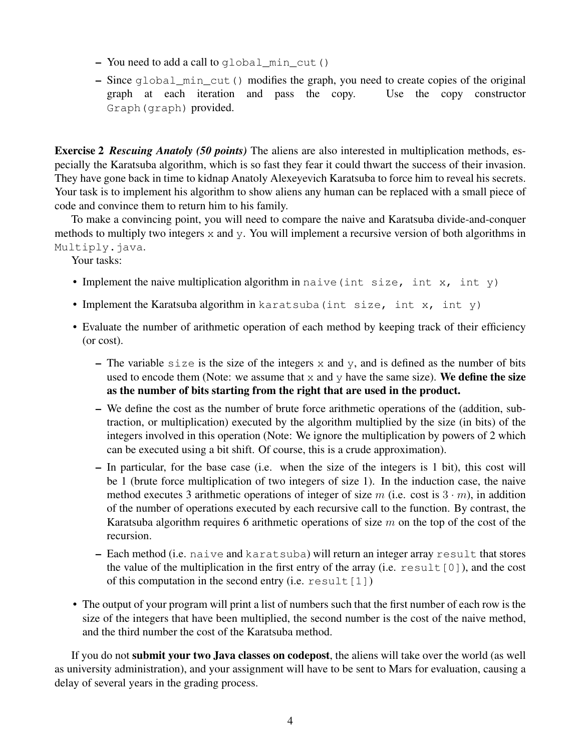- You need to add a call to `global_min_cut()`
  - Since `global_min_cut()` modifies the graph, you need to create copies of the original graph at each iteration and pass the copy. Use the copy constructor `Graph(graph)` provided.

**Exercise 2** ***Rescuing Anatoly (50 points)*** The aliens are also interested in multiplication methods, especially the Karatsuba algorithm, which is so fast they fear it could thwart the success of their invasion. They have gone back in time to kidnap Anatoly Alexeyevich Karatsuba to force him to reveal his secrets. Your task is to implement his algorithm to show aliens any human can be replaced with a small piece of code and convince them to return him to his family.

To make a convincing point, you will need to compare the naive and Karatsuba divide-and-conquer methods to multiply two integers `x` and `y`. You will implement a recursive version of both algorithms in `Multiply.java`.

Your tasks:

- Implement the naive multiplication algorithm in `naive(int size, int x, int y)`
- Implement the Karatsuba algorithm in `karatsuba(int size, int x, int y)`
- Evaluate the number of arithmetic operation of each method by keeping track of their efficiency (or cost).
  - The variable `size` is the size of the integers `x` and `y`, and is defined as the number of bits used to encode them (Note: we assume that `x` and `y` have the same size). **We define the size as the number of bits starting from the right that are used in the product.**
  - We define the cost as the number of brute force arithmetic operations of the (addition, subtraction, or multiplication) executed by the algorithm multiplied by the size (in bits) of the integers involved in this operation (Note: We ignore the multiplication by powers of 2 which can be executed using a bit shift. Of course, this is a crude approximation).
  - In particular, for the base case (i.e. when the size of the integers is 1 bit), this cost will be 1 (brute force multiplication of two integers of size 1). In the induction case, the naive method executes 3 arithmetic operations of integer of size $m$ (i.e. cost is $3 \cdot m$), in addition of the number of operations executed by each recursive call to the function. By contrast, the Karatsuba algorithm requires 6 arithmetic operations of size $m$ on the top of the cost of the recursion.
  - Each method (i.e. `naive` and `karatsuba`) will return an integer array `result` that stores the value of the multiplication in the first entry of the array (i.e. `result[0]`), and the cost of this computation in the second entry (i.e. `result[1]`)
- The output of your program will print a list of numbers such that the first number of each row is the size of the integers that have been multiplied, the second number is the cost of the naive method, and the third number the cost of the Karatsuba method.

If you do not **submit your two Java classes on codepost**, the aliens will take over the world (as well as university administration), and your assignment will have to be sent to Mars for evaluation, causing a delay of several years in the grading process.